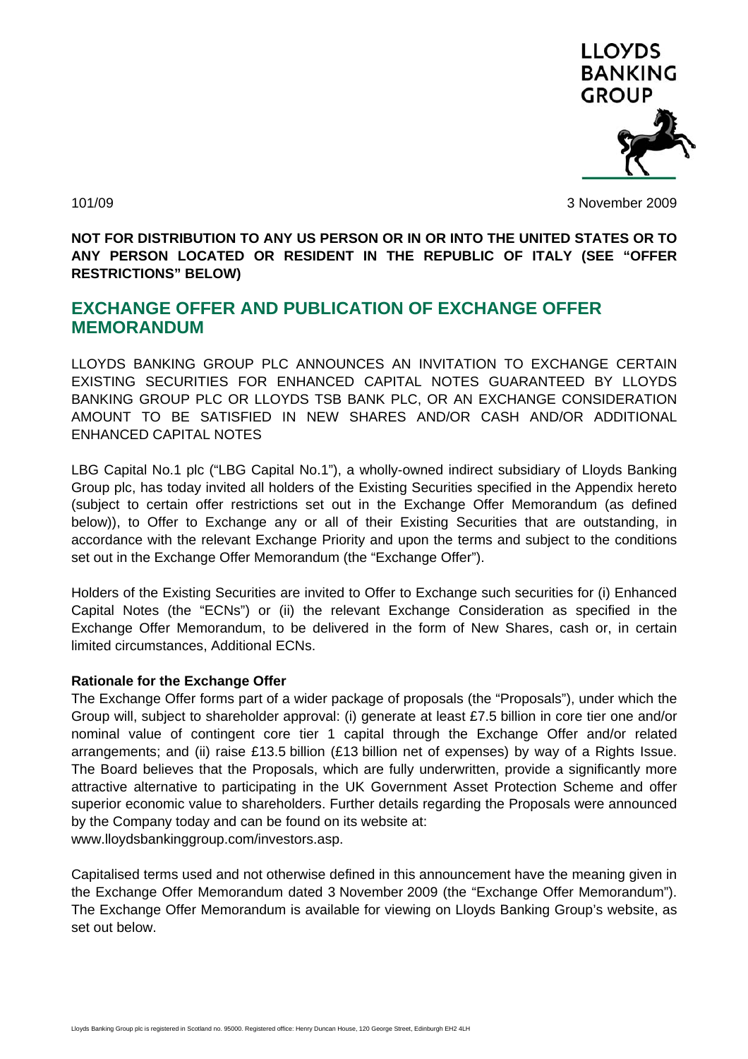LLOYDS BANKING GROUP

101/09 3 November 2009

**NOT FOR DISTRIBUTION TO ANY US PERSON OR IN OR INTO THE UNITED STATES OR TO ANY PERSON LOCATED OR RESIDENT IN THE REPUBLIC OF ITALY (SEE "OFFER RESTRICTIONS" BELOW)**

# EXCHANGE OFFER AND PUBLICATION OF EXCHANGE OFFER MEMORANDUM

LLOYDS BANKING GROUP PLC ANNOUNCES AN INVITATION TO EXCHANGE CERTAIN EXISTING SECURITIES FOR ENHANCED CAPITAL NOTES GUARANTEED BY LLOYDS BANKING GROUP PLC OR LLOYDS TSB BANK PLC, OR AN EXCHANGE CONSIDERATION AMOUNT TO BE SATISFIED IN NEW SHARES AND/OR CASH AND/OR ADDITIONAL ENHANCED CAPITAL NOTES

LBG Capital No.1 plc ("LBG Capital No.1"), a wholly-owned indirect subsidiary of Lloyds Banking Group plc, has today invited all holders of the Existing Securities specified in the Appendix hereto (subject to certain offer restrictions set out in the Exchange Offer Memorandum (as defined below)), to Offer to Exchange any or all of their Existing Securities that are outstanding, in accordance with the relevant Exchange Priority and upon the terms and subject to the conditions set out in the Exchange Offer Memorandum (the "Exchange Offer").

Holders of the Existing Securities are invited to Offer to Exchange such securities for (i) Enhanced Capital Notes (the "ECNs") or (ii) the relevant Exchange Consideration as specified in the Exchange Offer Memorandum, to be delivered in the form of New Shares, cash or, in certain limited circumstances, Additional ECNs.

**Rationale for the Exchange Offer**

The Exchange Offer forms part of a wider package of proposals (the "Proposals"), under which the Group will, subject to shareholder approval: (i) generate at least £7.5 billion in core tier one and/or nominal value of contingent core tier 1 capital through the Exchange Offer and/or related arrangements; and (ii) raise £13.5 billion (£13 billion net of expenses) by way of a Rights Issue. The Board believes that the Proposals, which are fully underwritten, provide a significantly more attractive alternative to participating in the UK Government Asset Protection Scheme and offer superior economic value to shareholders. Further details regarding the Proposals were announced by the Company today and can be found on its website at: www.lloydsbankinggroup.com/investors.asp.

Capitalised terms used and not otherwise defined in this announcement have the meaning given in the Exchange Offer Memorandum dated 3 November 2009 (the "Exchange Offer Memorandum"). The Exchange Offer Memorandum is available for viewing on Lloyds Banking Group's website, as set out below.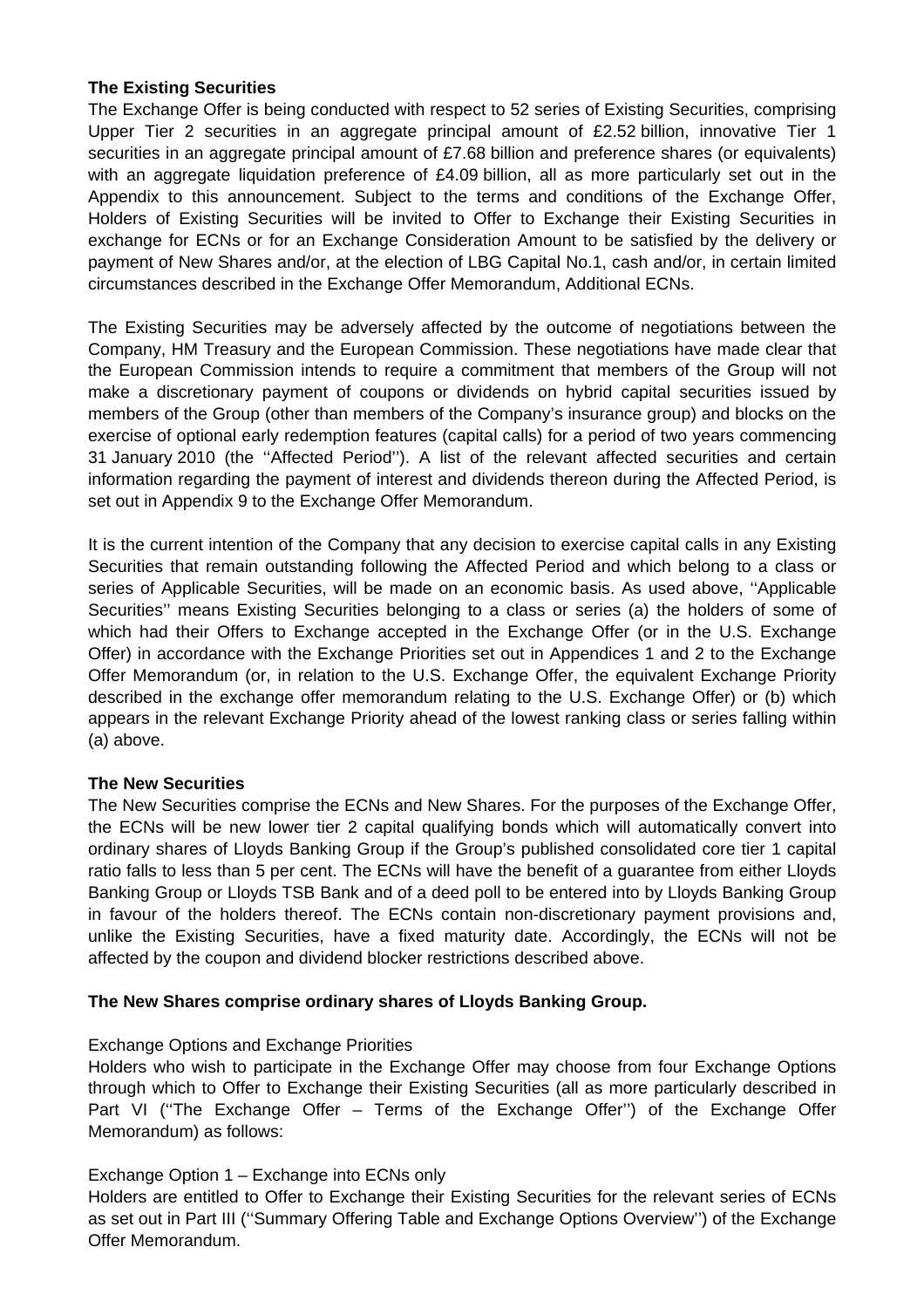**The Existing Securities**

The Exchange Offer is being conducted with respect to 52 series of Existing Securities, comprising Upper Tier 2 securities in an aggregate principal amount of £2.52 billion, innovative Tier 1 securities in an aggregate principal amount of £7.68 billion and preference shares (or equivalents) with an aggregate liquidation preference of £4.09 billion, all as more particularly set out in the Appendix to this announcement. Subject to the terms and conditions of the Exchange Offer, Holders of Existing Securities will be invited to Offer to Exchange their Existing Securities in exchange for ECNs or for an Exchange Consideration Amount to be satisfied by the delivery or payment of New Shares and/or, at the election of LBG Capital No.1, cash and/or, in certain limited circumstances described in the Exchange Offer Memorandum, Additional ECNs.

The Existing Securities may be adversely affected by the outcome of negotiations between the Company, HM Treasury and the European Commission. These negotiations have made clear that the European Commission intends to require a commitment that members of the Group will not make a discretionary payment of coupons or dividends on hybrid capital securities issued by members of the Group (other than members of the Company's insurance group) and blocks on the exercise of optional early redemption features (capital calls) for a period of two years commencing 31 January 2010 (the ''Affected Period''). A list of the relevant affected securities and certain information regarding the payment of interest and dividends thereon during the Affected Period, is set out in Appendix 9 to the Exchange Offer Memorandum.

It is the current intention of the Company that any decision to exercise capital calls in any Existing Securities that remain outstanding following the Affected Period and which belong to a class or series of Applicable Securities, will be made on an economic basis. As used above, ''Applicable Securities'' means Existing Securities belonging to a class or series (a) the holders of some of which had their Offers to Exchange accepted in the Exchange Offer (or in the U.S. Exchange Offer) in accordance with the Exchange Priorities set out in Appendices 1 and 2 to the Exchange Offer Memorandum (or, in relation to the U.S. Exchange Offer, the equivalent Exchange Priority described in the exchange offer memorandum relating to the U.S. Exchange Offer) or (b) which appears in the relevant Exchange Priority ahead of the lowest ranking class or series falling within (a) above.

**The New Securities**

The New Securities comprise the ECNs and New Shares. For the purposes of the Exchange Offer, the ECNs will be new lower tier 2 capital qualifying bonds which will automatically convert into ordinary shares of Lloyds Banking Group if the Group's published consolidated core tier 1 capital ratio falls to less than 5 per cent. The ECNs will have the benefit of a guarantee from either Lloyds Banking Group or Lloyds TSB Bank and of a deed poll to be entered into by Lloyds Banking Group in favour of the holders thereof. The ECNs contain non-discretionary payment provisions and, unlike the Existing Securities, have a fixed maturity date. Accordingly, the ECNs will not be affected by the coupon and dividend blocker restrictions described above.

**The New Shares comprise ordinary shares of Lloyds Banking Group.**

Exchange Options and Exchange Priorities

Holders who wish to participate in the Exchange Offer may choose from four Exchange Options through which to Offer to Exchange their Existing Securities (all as more particularly described in Part VI (''The Exchange Offer – Terms of the Exchange Offer'') of the Exchange Offer Memorandum) as follows:

Exchange Option 1 – Exchange into ECNs only

Holders are entitled to Offer to Exchange their Existing Securities for the relevant series of ECNs as set out in Part III (''Summary Offering Table and Exchange Options Overview'') of the Exchange Offer Memorandum.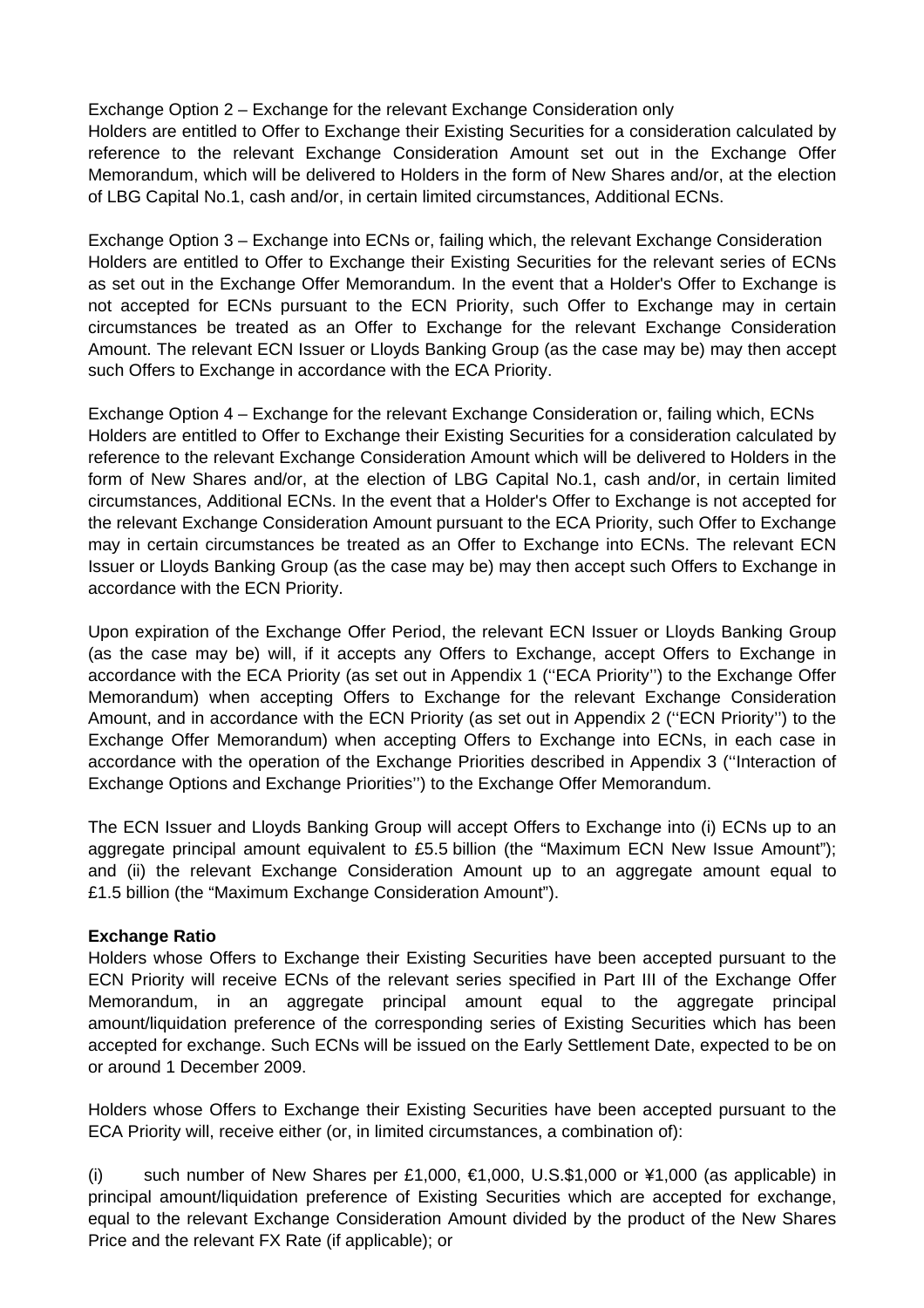Exchange Option 2 – Exchange for the relevant Exchange Consideration only
Holders are entitled to Offer to Exchange their Existing Securities for a consideration calculated by reference to the relevant Exchange Consideration Amount set out in the Exchange Offer Memorandum, which will be delivered to Holders in the form of New Shares and/or, at the election of LBG Capital No.1, cash and/or, in certain limited circumstances, Additional ECNs.

Exchange Option 3 – Exchange into ECNs or, failing which, the relevant Exchange Consideration
Holders are entitled to Offer to Exchange their Existing Securities for the relevant series of ECNs as set out in the Exchange Offer Memorandum. In the event that a Holder's Offer to Exchange is not accepted for ECNs pursuant to the ECN Priority, such Offer to Exchange may in certain circumstances be treated as an Offer to Exchange for the relevant Exchange Consideration Amount. The relevant ECN Issuer or Lloyds Banking Group (as the case may be) may then accept such Offers to Exchange in accordance with the ECA Priority.

Exchange Option 4 – Exchange for the relevant Exchange Consideration or, failing which, ECNs
Holders are entitled to Offer to Exchange their Existing Securities for a consideration calculated by reference to the relevant Exchange Consideration Amount which will be delivered to Holders in the form of New Shares and/or, at the election of LBG Capital No.1, cash and/or, in certain limited circumstances, Additional ECNs. In the event that a Holder's Offer to Exchange is not accepted for the relevant Exchange Consideration Amount pursuant to the ECA Priority, such Offer to Exchange may in certain circumstances be treated as an Offer to Exchange into ECNs. The relevant ECN Issuer or Lloyds Banking Group (as the case may be) may then accept such Offers to Exchange in accordance with the ECN Priority.

Upon expiration of the Exchange Offer Period, the relevant ECN Issuer or Lloyds Banking Group (as the case may be) will, if it accepts any Offers to Exchange, accept Offers to Exchange in accordance with the ECA Priority (as set out in Appendix 1 (''ECA Priority'') to the Exchange Offer Memorandum) when accepting Offers to Exchange for the relevant Exchange Consideration Amount, and in accordance with the ECN Priority (as set out in Appendix 2 (''ECN Priority'') to the Exchange Offer Memorandum) when accepting Offers to Exchange into ECNs, in each case in accordance with the operation of the Exchange Priorities described in Appendix 3 (''Interaction of Exchange Options and Exchange Priorities'') to the Exchange Offer Memorandum.

The ECN Issuer and Lloyds Banking Group will accept Offers to Exchange into (i) ECNs up to an aggregate principal amount equivalent to £5.5 billion (the "Maximum ECN New Issue Amount"); and (ii) the relevant Exchange Consideration Amount up to an aggregate amount equal to £1.5 billion (the "Maximum Exchange Consideration Amount").

**Exchange Ratio**
Holders whose Offers to Exchange their Existing Securities have been accepted pursuant to the ECN Priority will receive ECNs of the relevant series specified in Part III of the Exchange Offer Memorandum, in an aggregate principal amount equal to the aggregate principal amount/liquidation preference of the corresponding series of Existing Securities which has been accepted for exchange. Such ECNs will be issued on the Early Settlement Date, expected to be on or around 1 December 2009.

Holders whose Offers to Exchange their Existing Securities have been accepted pursuant to the ECA Priority will, receive either (or, in limited circumstances, a combination of):

(i) such number of New Shares per £1,000, €1,000, U.S.$1,000 or ¥1,000 (as applicable) in principal amount/liquidation preference of Existing Securities which are accepted for exchange, equal to the relevant Exchange Consideration Amount divided by the product of the New Shares Price and the relevant FX Rate (if applicable); or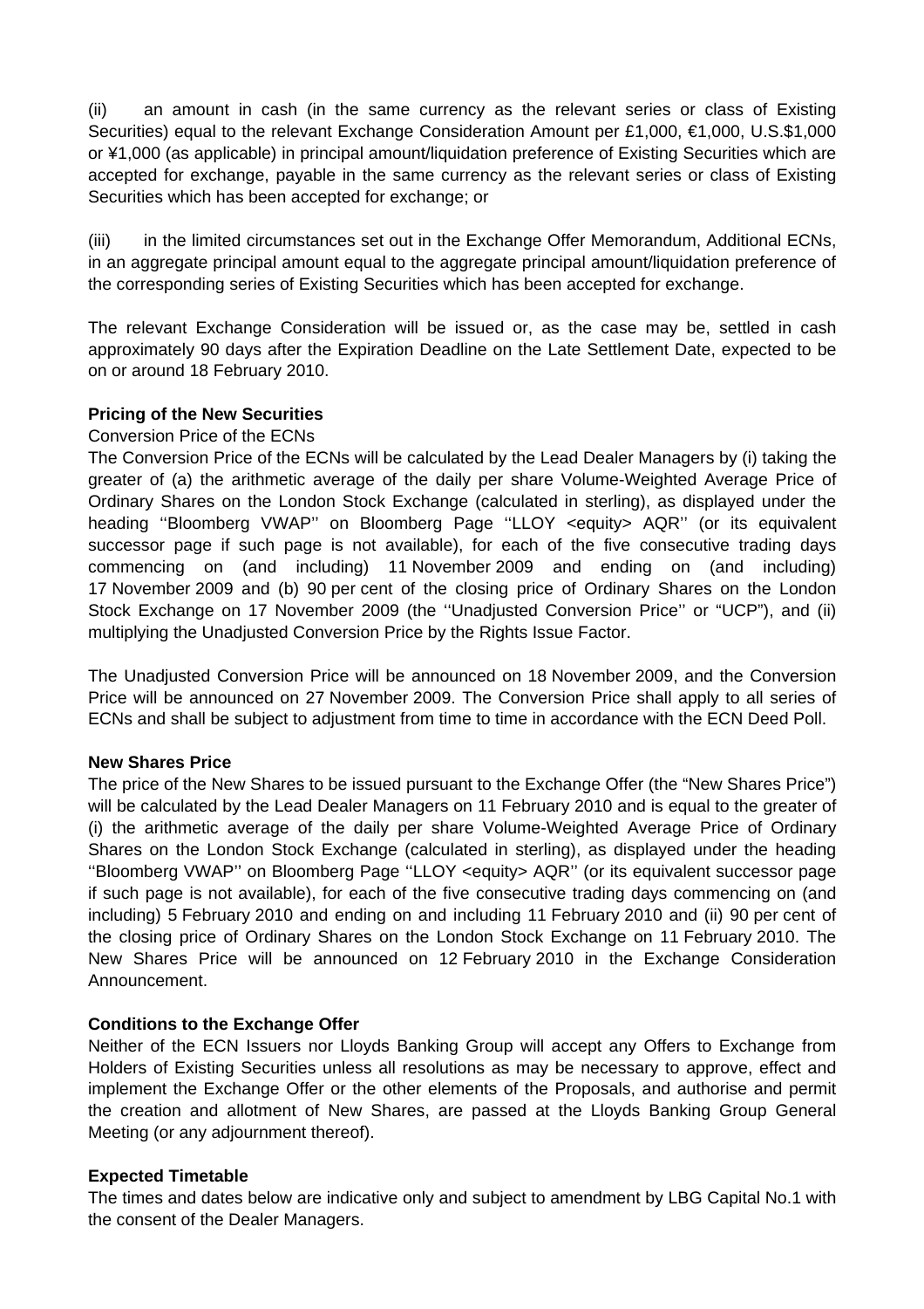(ii) an amount in cash (in the same currency as the relevant series or class of Existing Securities) equal to the relevant Exchange Consideration Amount per £1,000, €1,000, U.S.$1,000 or ¥1,000 (as applicable) in principal amount/liquidation preference of Existing Securities which are accepted for exchange, payable in the same currency as the relevant series or class of Existing Securities which has been accepted for exchange; or

(iii) in the limited circumstances set out in the Exchange Offer Memorandum, Additional ECNs, in an aggregate principal amount equal to the aggregate principal amount/liquidation preference of the corresponding series of Existing Securities which has been accepted for exchange.

The relevant Exchange Consideration will be issued or, as the case may be, settled in cash approximately 90 days after the Expiration Deadline on the Late Settlement Date, expected to be on or around 18 February 2010.

**Pricing of the New Securities**

Conversion Price of the ECNs

The Conversion Price of the ECNs will be calculated by the Lead Dealer Managers by (i) taking the greater of (a) the arithmetic average of the daily per share Volume-Weighted Average Price of Ordinary Shares on the London Stock Exchange (calculated in sterling), as displayed under the heading ''Bloomberg VWAP'' on Bloomberg Page ''LLOY <equity> AQR'' (or its equivalent successor page if such page is not available), for each of the five consecutive trading days commencing on (and including) 11 November 2009 and ending on (and including) 17 November 2009 and (b) 90 per cent of the closing price of Ordinary Shares on the London Stock Exchange on 17 November 2009 (the ''Unadjusted Conversion Price'' or "UCP"), and (ii) multiplying the Unadjusted Conversion Price by the Rights Issue Factor.

The Unadjusted Conversion Price will be announced on 18 November 2009, and the Conversion Price will be announced on 27 November 2009. The Conversion Price shall apply to all series of ECNs and shall be subject to adjustment from time to time in accordance with the ECN Deed Poll.

**New Shares Price**

The price of the New Shares to be issued pursuant to the Exchange Offer (the "New Shares Price") will be calculated by the Lead Dealer Managers on 11 February 2010 and is equal to the greater of (i) the arithmetic average of the daily per share Volume-Weighted Average Price of Ordinary Shares on the London Stock Exchange (calculated in sterling), as displayed under the heading ''Bloomberg VWAP'' on Bloomberg Page ''LLOY <equity> AQR'' (or its equivalent successor page if such page is not available), for each of the five consecutive trading days commencing on (and including) 5 February 2010 and ending on and including 11 February 2010 and (ii) 90 per cent of the closing price of Ordinary Shares on the London Stock Exchange on 11 February 2010. The New Shares Price will be announced on 12 February 2010 in the Exchange Consideration Announcement.

**Conditions to the Exchange Offer**

Neither of the ECN Issuers nor Lloyds Banking Group will accept any Offers to Exchange from Holders of Existing Securities unless all resolutions as may be necessary to approve, effect and implement the Exchange Offer or the other elements of the Proposals, and authorise and permit the creation and allotment of New Shares, are passed at the Lloyds Banking Group General Meeting (or any adjournment thereof).

**Expected Timetable**

The times and dates below are indicative only and subject to amendment by LBG Capital No.1 with the consent of the Dealer Managers.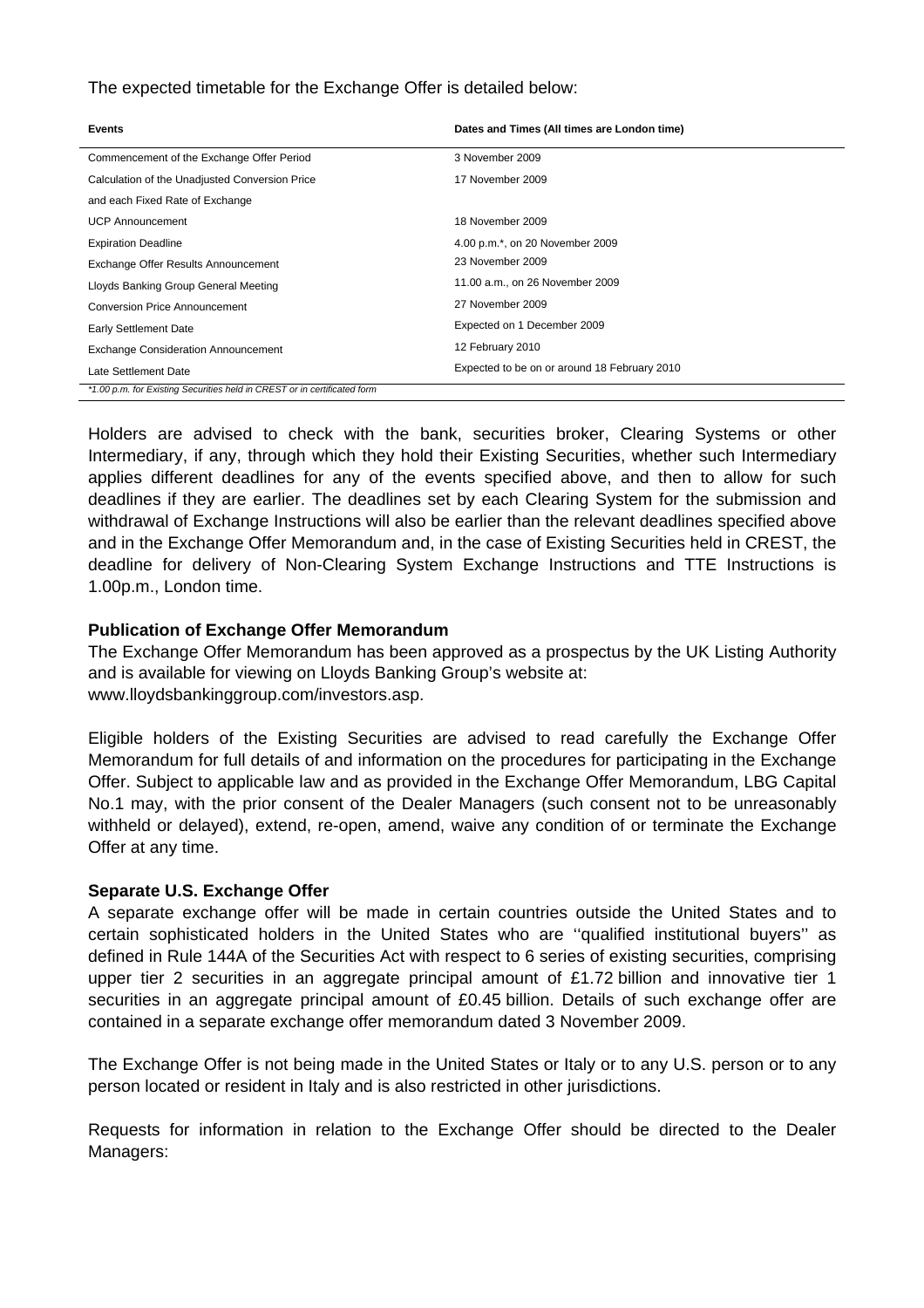The expected timetable for the Exchange Offer is detailed below:

| Events | Dates and Times (All times are London time) |
|---|---|
| Commencement of the Exchange Offer Period | 3 November 2009 |
| Calculation of the Unadjusted Conversion Price and each Fixed Rate of Exchange | 17 November 2009 |
| UCP Announcement | 18 November 2009 |
| Expiration Deadline | 4.00 p.m.*, on 20 November 2009 |
| Exchange Offer Results Announcement | 23 November 2009 |
| Lloyds Banking Group General Meeting | 11.00 a.m., on 26 November 2009 |
| Conversion Price Announcement | 27 November 2009 |
| Early Settlement Date | Expected on 1 December 2009 |
| Exchange Consideration Announcement | 12 February 2010 |
| Late Settlement Date | Expected to be on or around 18 February 2010 |

*\*1.00 p.m. for Existing Securities held in CREST or in certificated form*

Holders are advised to check with the bank, securities broker, Clearing Systems or other Intermediary, if any, through which they hold their Existing Securities, whether such Intermediary applies different deadlines for any of the events specified above, and then to allow for such deadlines if they are earlier. The deadlines set by each Clearing System for the submission and withdrawal of Exchange Instructions will also be earlier than the relevant deadlines specified above and in the Exchange Offer Memorandum and, in the case of Existing Securities held in CREST, the deadline for delivery of Non-Clearing System Exchange Instructions and TTE Instructions is 1.00p.m., London time.

**Publication of Exchange Offer Memorandum**

The Exchange Offer Memorandum has been approved as a prospectus by the UK Listing Authority and is available for viewing on Lloyds Banking Group's website at: www.lloydsbankinggroup.com/investors.asp.

Eligible holders of the Existing Securities are advised to read carefully the Exchange Offer Memorandum for full details of and information on the procedures for participating in the Exchange Offer. Subject to applicable law and as provided in the Exchange Offer Memorandum, LBG Capital No.1 may, with the prior consent of the Dealer Managers (such consent not to be unreasonably withheld or delayed), extend, re-open, amend, waive any condition of or terminate the Exchange Offer at any time.

**Separate U.S. Exchange Offer**

A separate exchange offer will be made in certain countries outside the United States and to certain sophisticated holders in the United States who are ''qualified institutional buyers'' as defined in Rule 144A of the Securities Act with respect to 6 series of existing securities, comprising upper tier 2 securities in an aggregate principal amount of £1.72 billion and innovative tier 1 securities in an aggregate principal amount of £0.45 billion. Details of such exchange offer are contained in a separate exchange offer memorandum dated 3 November 2009.

The Exchange Offer is not being made in the United States or Italy or to any U.S. person or to any person located or resident in Italy and is also restricted in other jurisdictions.

Requests for information in relation to the Exchange Offer should be directed to the Dealer Managers: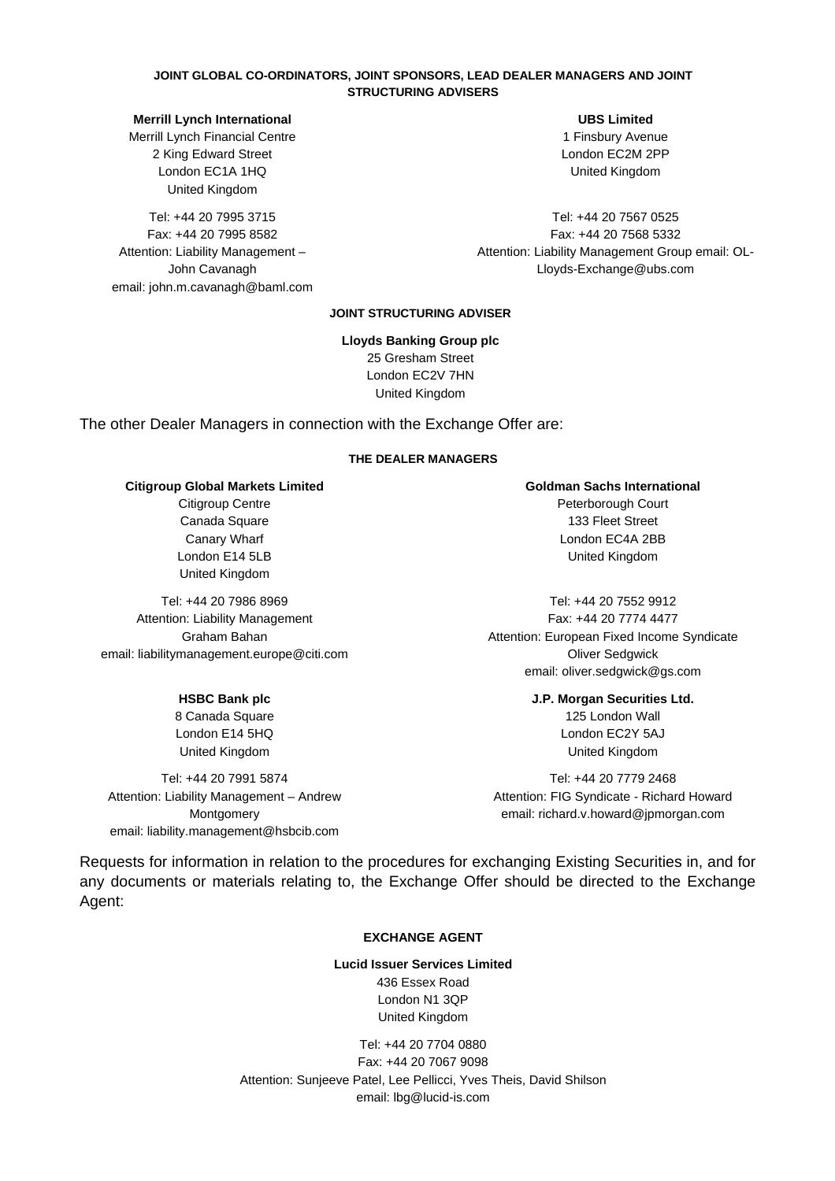**JOINT GLOBAL CO-ORDINATORS, JOINT SPONSORS, LEAD DEALER MANAGERS AND JOINT STRUCTURING ADVISERS**

**Merrill Lynch International**
Merrill Lynch Financial Centre
2 King Edward Street
London EC1A 1HQ
United Kingdom

Tel: +44 20 7995 3715
Fax: +44 20 7995 8582
Attention: Liability Management – John Cavanagh
email: john.m.cavanagh@baml.com

**UBS Limited**
1 Finsbury Avenue
London EC2M 2PP
United Kingdom

Tel: +44 20 7567 0525
Fax: +44 20 7568 5332
Attention: Liability Management Group email: OL-Lloyds-Exchange@ubs.com

**JOINT STRUCTURING ADVISER**

**Lloyds Banking Group plc**
25 Gresham Street
London EC2V 7HN
United Kingdom

The other Dealer Managers in connection with the Exchange Offer are:

**THE DEALER MANAGERS**

**Citigroup Global Markets Limited**
Citigroup Centre
Canada Square
Canary Wharf
London E14 5LB
United Kingdom

Tel: +44 20 7986 8969
Attention: Liability Management
Graham Bahan
email: liabilitymanagement.europe@citi.com

**Goldman Sachs International**
Peterborough Court
133 Fleet Street
London EC4A 2BB
United Kingdom

Tel: +44 20 7552 9912
Fax: +44 20 7774 4477
Attention: European Fixed Income Syndicate
Oliver Sedgwick
email: oliver.sedgwick@gs.com

**HSBC Bank plc**
8 Canada Square
London E14 5HQ
United Kingdom

Tel: +44 20 7991 5874
Attention: Liability Management – Andrew Montgomery
email: liability.management@hsbcib.com

**J.P. Morgan Securities Ltd.**
125 London Wall
London EC2Y 5AJ
United Kingdom

Tel: +44 20 7779 2468
Attention: FIG Syndicate - Richard Howard
email: richard.v.howard@jpmorgan.com

Requests for information in relation to the procedures for exchanging Existing Securities in, and for any documents or materials relating to, the Exchange Offer should be directed to the Exchange Agent:

**EXCHANGE AGENT**

**Lucid Issuer Services Limited**
436 Essex Road
London N1 3QP
United Kingdom

Tel: +44 20 7704 0880
Fax: +44 20 7067 9098
Attention: Sunjeeve Patel, Lee Pellicci, Yves Theis, David Shilson
email: lbg@lucid-is.com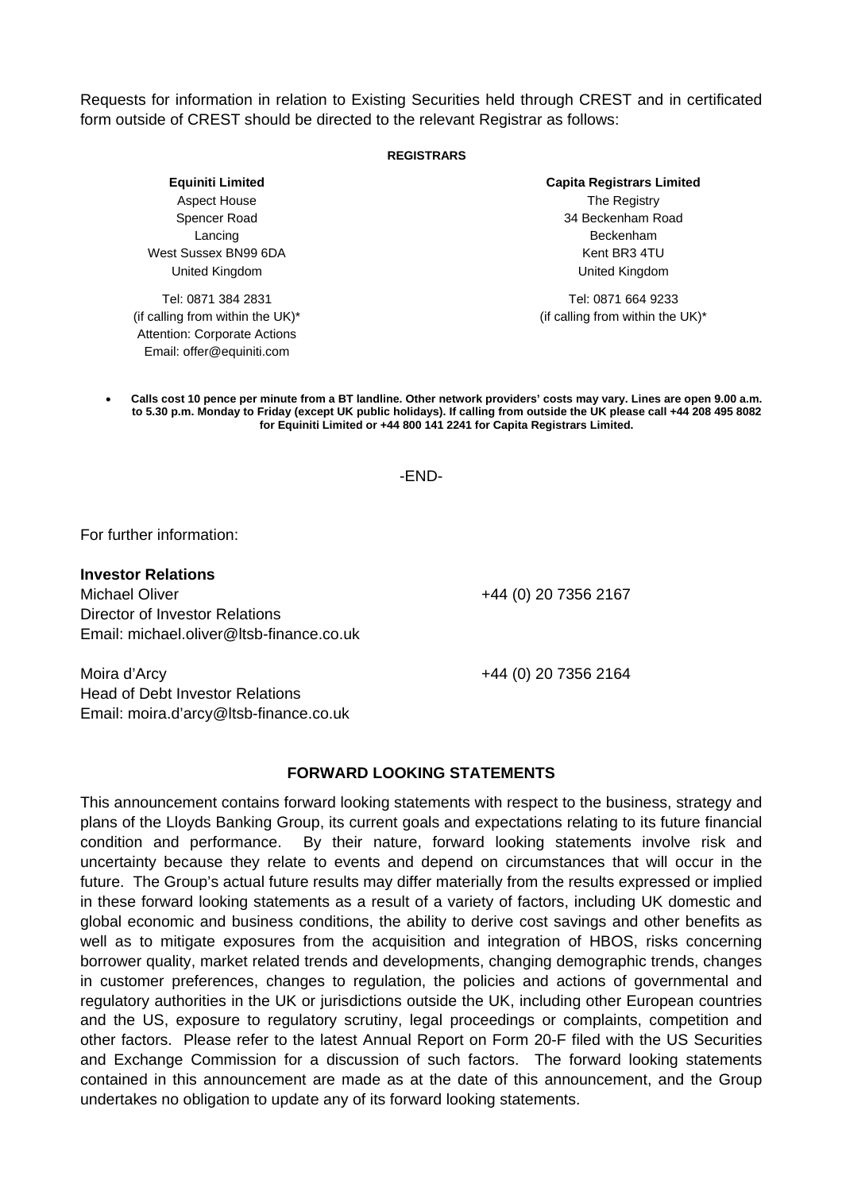Requests for information in relation to Existing Securities held through CREST and in certificated form outside of CREST should be directed to the relevant Registrar as follows:

**REGISTRARS**

**Equiniti Limited**
Aspect House
Spencer Road
Lancing
West Sussex BN99 6DA
United Kingdom

Tel: 0871 384 2831
(if calling from within the UK)*
Attention: Corporate Actions
Email: offer@equiniti.com

**Capita Registrars Limited**
The Registry
34 Beckenham Road
Beckenham
Kent BR3 4TU
United Kingdom

Tel: 0871 664 9233
(if calling from within the UK)*

- **Calls cost 10 pence per minute from a BT landline. Other network providers' costs may vary. Lines are open 9.00 a.m. to 5.30 p.m. Monday to Friday (except UK public holidays). If calling from outside the UK please call +44 208 495 8082 for Equiniti Limited or +44 800 141 2241 for Capita Registrars Limited.**

-END-

For further information:

**Investor Relations**

Michael Oliver — +44 (0) 20 7356 2167
Director of Investor Relations
Email: michael.oliver@ltsb-finance.co.uk

Moira d'Arcy — +44 (0) 20 7356 2164
Head of Debt Investor Relations
Email: moira.d'arcy@ltsb-finance.co.uk

**FORWARD LOOKING STATEMENTS**

This announcement contains forward looking statements with respect to the business, strategy and plans of the Lloyds Banking Group, its current goals and expectations relating to its future financial condition and performance. By their nature, forward looking statements involve risk and uncertainty because they relate to events and depend on circumstances that will occur in the future. The Group's actual future results may differ materially from the results expressed or implied in these forward looking statements as a result of a variety of factors, including UK domestic and global economic and business conditions, the ability to derive cost savings and other benefits as well as to mitigate exposures from the acquisition and integration of HBOS, risks concerning borrower quality, market related trends and developments, changing demographic trends, changes in customer preferences, changes to regulation, the policies and actions of governmental and regulatory authorities in the UK or jurisdictions outside the UK, including other European countries and the US, exposure to regulatory scrutiny, legal proceedings or complaints, competition and other factors. Please refer to the latest Annual Report on Form 20-F filed with the US Securities and Exchange Commission for a discussion of such factors. The forward looking statements contained in this announcement are made as at the date of this announcement, and the Group undertakes no obligation to update any of its forward looking statements.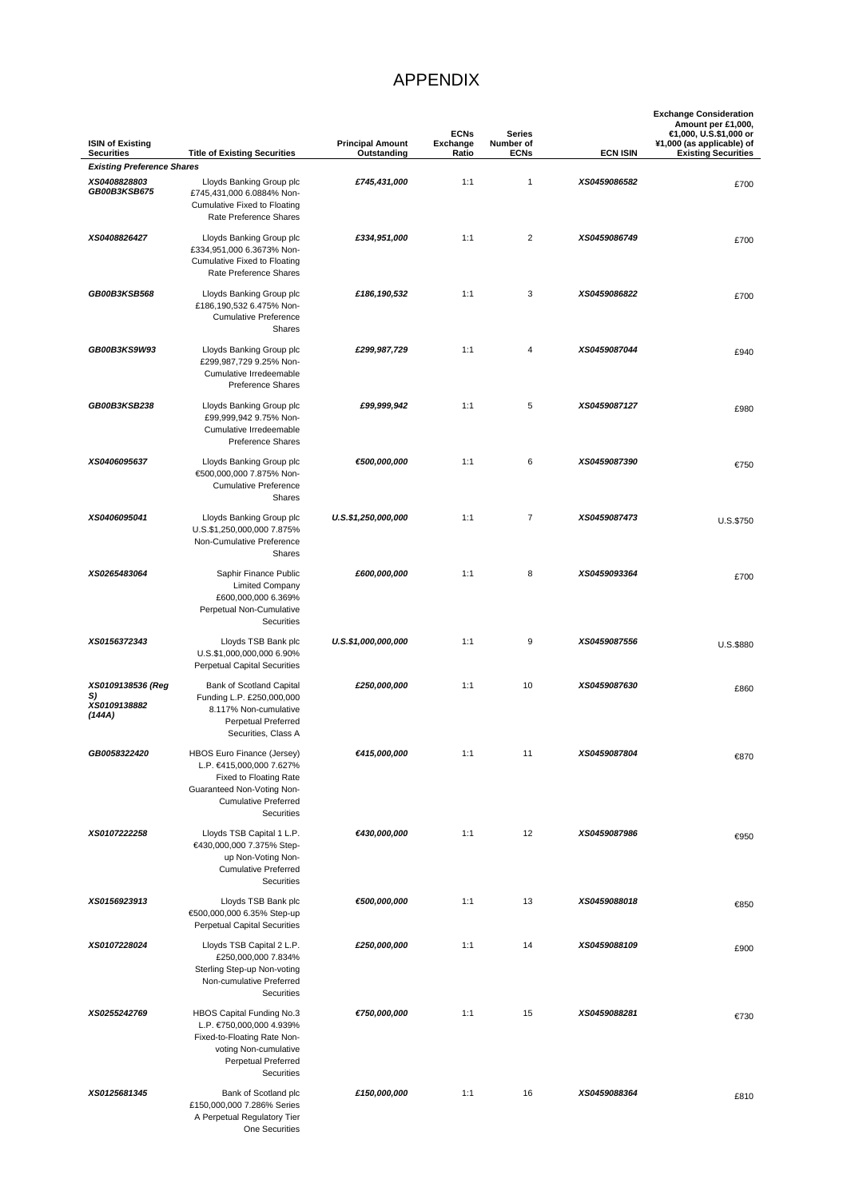# APPENDIX

| ISIN of Existing Securities | Title of Existing Securities | Principal Amount Outstanding | ECNs Exchange Ratio | Series Number of ECNs | ECN ISIN | Exchange Consideration Amount per £1,000, €1,000, U.S.$1,000 or ¥1,000 (as applicable) of Existing Securities |
|---|---|---|---|---|---|---|
| ***Existing Preference Shares*** | | | | | | |
| ***XS0408828803 GB00B3KSB675*** | Lloyds Banking Group plc £745,431,000 6.0884% Non-Cumulative Fixed to Floating Rate Preference Shares | ***£745,431,000*** | 1:1 | 1 | ***XS0459086582*** | £700 |
| ***XS0408826427*** | Lloyds Banking Group plc £334,951,000 6.3673% Non-Cumulative Fixed to Floating Rate Preference Shares | ***£334,951,000*** | 1:1 | 2 | ***XS0459086749*** | £700 |
| ***GB00B3KSB568*** | Lloyds Banking Group plc £186,190,532 6.475% Non-Cumulative Preference Shares | ***£186,190,532*** | 1:1 | 3 | ***XS0459086822*** | £700 |
| ***GB00B3KS9W93*** | Lloyds Banking Group plc £299,987,729 9.25% Non-Cumulative Irredeemable Preference Shares | ***£299,987,729*** | 1:1 | 4 | ***XS0459087044*** | £940 |
| ***GB00B3KSB238*** | Lloyds Banking Group plc £99,999,942 9.75% Non-Cumulative Irredeemable Preference Shares | ***£99,999,942*** | 1:1 | 5 | ***XS0459087127*** | £980 |
| ***XS0406095637*** | Lloyds Banking Group plc €500,000,000 7.875% Non-Cumulative Preference Shares | ***€500,000,000*** | 1:1 | 6 | ***XS0459087390*** | €750 |
| ***XS0406095041*** | Lloyds Banking Group plc U.S.$1,250,000,000 7.875% Non-Cumulative Preference Shares | ***U.S.$1,250,000,000*** | 1:1 | 7 | ***XS0459087473*** | U.S.$750 |
| ***XS0265483064*** | Saphir Finance Public Limited Company £600,000,000 6.369% Perpetual Non-Cumulative Securities | ***£600,000,000*** | 1:1 | 8 | ***XS0459093364*** | £700 |
| ***XS0156372343*** | Lloyds TSB Bank plc U.S.$1,000,000,000 6.90% Perpetual Capital Securities | ***U.S.$1,000,000,000*** | 1:1 | 9 | ***XS0459087556*** | U.S.$880 |
| ***XS0109138536 (Reg S) XS0109138882 (144A)*** | Bank of Scotland Capital Funding L.P. £250,000,000 8.117% Non-cumulative Perpetual Preferred Securities, Class A | ***£250,000,000*** | 1:1 | 10 | ***XS0459087630*** | £860 |
| ***GB0058322420*** | HBOS Euro Finance (Jersey) L.P. €415,000,000 7.627% Fixed to Floating Rate Guaranteed Non-Voting Non-Cumulative Preferred Securities | ***€415,000,000*** | 1:1 | 11 | ***XS0459087804*** | €870 |
| ***XS0107222258*** | Lloyds TSB Capital 1 L.P. €430,000,000 7.375% Step-up Non-Voting Non-Cumulative Preferred Securities | ***€430,000,000*** | 1:1 | 12 | ***XS0459087986*** | €950 |
| ***XS0156923913*** | Lloyds TSB Bank plc €500,000,000 6.35% Step-up Perpetual Capital Securities | ***€500,000,000*** | 1:1 | 13 | ***XS0459088018*** | €850 |
| ***XS0107228024*** | Lloyds TSB Capital 2 L.P. £250,000,000 7.834% Sterling Step-up Non-voting Non-cumulative Preferred Securities | ***£250,000,000*** | 1:1 | 14 | ***XS0459088109*** | £900 |
| ***XS0255242769*** | HBOS Capital Funding No.3 L.P. €750,000,000 4.939% Fixed-to-Floating Rate Non-voting Non-cumulative Perpetual Preferred Securities | ***€750,000,000*** | 1:1 | 15 | ***XS0459088281*** | €730 |
| ***XS0125681345*** | Bank of Scotland plc £150,000,000 7.286% Series A Perpetual Regulatory Tier One Securities | ***£150,000,000*** | 1:1 | 16 | ***XS0459088364*** | £810 |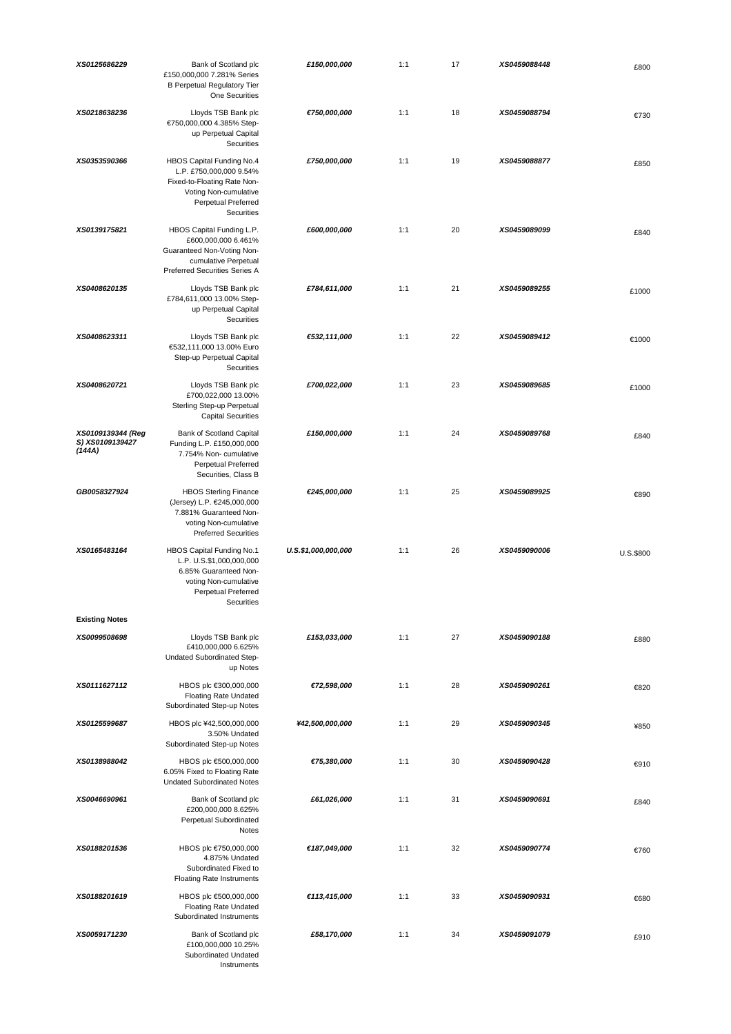| | | | | | | |
|---|---|---|---|---|---|---|
| ***XS0125686229*** | Bank of Scotland plc £150,000,000 7.281% Series B Perpetual Regulatory Tier One Securities | ***£150,000,000*** | 1:1 | 17 | ***XS0459088448*** | £800 |
| ***XS0218638236*** | Lloyds TSB Bank plc €750,000,000 4.385% Step-up Perpetual Capital Securities | ***€750,000,000*** | 1:1 | 18 | ***XS0459088794*** | €730 |
| ***XS0353590366*** | HBOS Capital Funding No.4 L.P. £750,000,000 9.54% Fixed-to-Floating Rate Non-Voting Non-cumulative Perpetual Preferred Securities | ***£750,000,000*** | 1:1 | 19 | ***XS0459088877*** | £850 |
| ***XS0139175821*** | HBOS Capital Funding L.P. £600,000,000 6.461% Guaranteed Non-Voting Non-cumulative Perpetual Preferred Securities Series A | ***£600,000,000*** | 1:1 | 20 | ***XS0459089099*** | £840 |
| ***XS0408620135*** | Lloyds TSB Bank plc £784,611,000 13.00% Step-up Perpetual Capital Securities | ***£784,611,000*** | 1:1 | 21 | ***XS0459089255*** | £1000 |
| ***XS0408623311*** | Lloyds TSB Bank plc €532,111,000 13.00% Euro Step-up Perpetual Capital Securities | ***€532,111,000*** | 1:1 | 22 | ***XS0459089412*** | €1000 |
| ***XS0408620721*** | Lloyds TSB Bank plc £700,022,000 13.00% Sterling Step-up Perpetual Capital Securities | ***£700,022,000*** | 1:1 | 23 | ***XS0459089685*** | £1000 |
| ***XS0109139344 (Reg S) XS0109139427 (144A)*** | Bank of Scotland Capital Funding L.P. £150,000,000 7.754% Non- cumulative Perpetual Preferred Securities, Class B | ***£150,000,000*** | 1:1 | 24 | ***XS0459089768*** | £840 |
| ***GB0058327924*** | HBOS Sterling Finance (Jersey) L.P. €245,000,000 7.881% Guaranteed Non-voting Non-cumulative Preferred Securities | ***€245,000,000*** | 1:1 | 25 | ***XS0459089925*** | €890 |
| ***XS0165483164*** | HBOS Capital Funding No.1 L.P. U.S.$1,000,000,000 6.85% Guaranteed Non-voting Non-cumulative Perpetual Preferred Securities | ***U.S.$1,000,000,000*** | 1:1 | 26 | ***XS0459090006*** | U.S.$800 |
| **Existing Notes** | | | | | | |
| ***XS0099508698*** | Lloyds TSB Bank plc £410,000,000 6.625% Undated Subordinated Step-up Notes | ***£153,033,000*** | 1:1 | 27 | ***XS0459090188*** | £880 |
| ***XS0111627112*** | HBOS plc €300,000,000 Floating Rate Undated Subordinated Step-up Notes | ***€72,598,000*** | 1:1 | 28 | ***XS0459090261*** | €820 |
| ***XS0125599687*** | HBOS plc ¥42,500,000,000 3.50% Undated Subordinated Step-up Notes | ***¥42,500,000,000*** | 1:1 | 29 | ***XS0459090345*** | ¥850 |
| ***XS0138988042*** | HBOS plc €500,000,000 6.05% Fixed to Floating Rate Undated Subordinated Notes | ***€75,380,000*** | 1:1 | 30 | ***XS0459090428*** | €910 |
| ***XS0046690961*** | Bank of Scotland plc £200,000,000 8.625% Perpetual Subordinated Notes | ***£61,026,000*** | 1:1 | 31 | ***XS0459090691*** | £840 |
| ***XS0188201536*** | HBOS plc €750,000,000 4.875% Undated Subordinated Fixed to Floating Rate Instruments | ***€187,049,000*** | 1:1 | 32 | ***XS0459090774*** | €760 |
| ***XS0188201619*** | HBOS plc €500,000,000 Floating Rate Undated Subordinated Instruments | ***€113,415,000*** | 1:1 | 33 | ***XS0459090931*** | €680 |
| ***XS0059171230*** | Bank of Scotland plc £100,000,000 10.25% Subordinated Undated Instruments | ***£58,170,000*** | 1:1 | 34 | ***XS0459091079*** | £910 |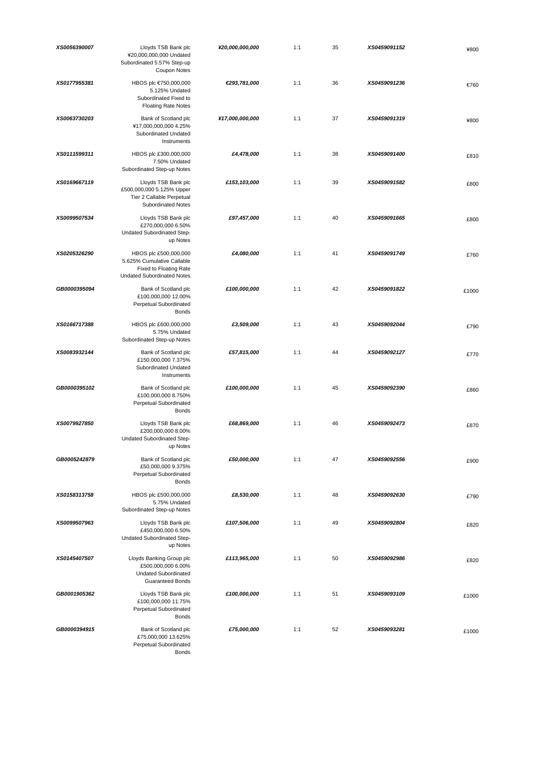| | | | | | | |
|---|---|---|---|---|---|---|
| ***XS0056390007*** | Lloyds TSB Bank plc ¥20,000,000,000 Undated Subordinated 5.57% Step-up Coupon Notes | ***¥20,000,000,000*** | 1:1 | 35 | ***XS0459091152*** | ¥800 |
| ***XS0177955381*** | HBOS plc €750,000,000 5.125% Undated Subordinated Fixed to Floating Rate Notes | ***€293,781,000*** | 1:1 | 36 | ***XS0459091236*** | €760 |
| ***XS0063730203*** | Bank of Scotland plc ¥17,000,000,000 4.25% Subordinated Undated Instruments | ***¥17,000,000,000*** | 1:1 | 37 | ***XS0459091319*** | ¥800 |
| ***XS0111599311*** | HBOS plc £300,000,000 7.50% Undated Subordinated Step-up Notes | ***£4,478,000*** | 1:1 | 38 | ***XS0459091400*** | £810 |
| ***XS0169667119*** | Lloyds TSB Bank plc £500,000,000 5.125% Upper Tier 2 Callable Perpetual Subordinated Notes | ***£153,103,000*** | 1:1 | 39 | ***XS0459091582*** | £800 |
| ***XS0099507534*** | Lloyds TSB Bank plc £270,000,000 6.50% Undated Subordinated Step-up Notes | ***£97,457,000*** | 1:1 | 40 | ***XS0459091665*** | £800 |
| ***XS0205326290*** | HBOS plc £500,000,000 5.625% Cumulative Callable Fixed to Floating Rate Undated Subordinated Notes | ***£4,080,000*** | 1:1 | 41 | ***XS0459091749*** | £760 |
| ***GB0000395094*** | Bank of Scotland plc £100,000,000 12.00% Perpetual Subordinated Bonds | ***£100,000,000*** | 1:1 | 42 | ***XS0459091822*** | £1000 |
| ***XS0166717388*** | HBOS plc £600,000,000 5.75% Undated Subordinated Step-up Notes | ***£3,509,000*** | 1:1 | 43 | ***XS0459092044*** | £790 |
| ***XS0083932144*** | Bank of Scotland plc £150,000,000 7.375% Subordinated Undated Instruments | ***£57,815,000*** | 1:1 | 44 | ***XS0459092127*** | £770 |
| ***GB0000395102*** | Bank of Scotland plc £100,000,000 8.750% Perpetual Subordinated Bonds | ***£100,000,000*** | 1:1 | 45 | ***XS0459092390*** | £860 |
| ***XS0079927850*** | Lloyds TSB Bank plc £200,000,000 8.00% Undated Subordinated Step-up Notes | ***£68,869,000*** | 1:1 | 46 | ***XS0459092473*** | £870 |
| ***GB0005242879*** | Bank of Scotland plc £50,000,000 9.375% Perpetual Subordinated Bonds | ***£50,000,000*** | 1:1 | 47 | ***XS0459092556*** | £900 |
| ***XS0158313758*** | HBOS plc £500,000,000 5.75% Undated Subordinated Step-up Notes | ***£8,530,000*** | 1:1 | 48 | ***XS0459092630*** | £790 |
| ***XS0099507963*** | Lloyds TSB Bank plc £450,000,000 6.50% Undated Subordinated Step-up Notes | ***£107,506,000*** | 1:1 | 49 | ***XS0459092804*** | £820 |
| ***XS0145407507*** | Lloyds Banking Group plc £500,000,000 6.00% Undated Subordinated Guaranteed Bonds | ***£113,965,000*** | 1:1 | 50 | ***XS0459092986*** | £820 |
| ***GB0001905362*** | Lloyds TSB Bank plc £100,000,000 11.75% Perpetual Subordinated Bonds | ***£100,000,000*** | 1:1 | 51 | ***XS0459093109*** | £1000 |
| ***GB0000394915*** | Bank of Scotland plc £75,000,000 13.625% Perpetual Subordinated Bonds | ***£75,000,000*** | 1:1 | 52 | ***XS0459093281*** | £1000 |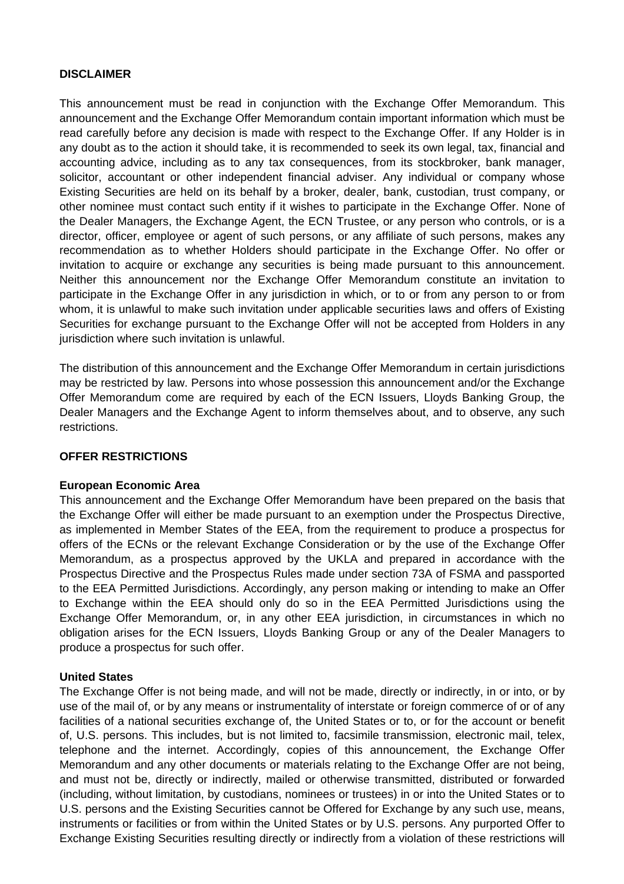**DISCLAIMER**

This announcement must be read in conjunction with the Exchange Offer Memorandum. This announcement and the Exchange Offer Memorandum contain important information which must be read carefully before any decision is made with respect to the Exchange Offer. If any Holder is in any doubt as to the action it should take, it is recommended to seek its own legal, tax, financial and accounting advice, including as to any tax consequences, from its stockbroker, bank manager, solicitor, accountant or other independent financial adviser. Any individual or company whose Existing Securities are held on its behalf by a broker, dealer, bank, custodian, trust company, or other nominee must contact such entity if it wishes to participate in the Exchange Offer. None of the Dealer Managers, the Exchange Agent, the ECN Trustee, or any person who controls, or is a director, officer, employee or agent of such persons, or any affiliate of such persons, makes any recommendation as to whether Holders should participate in the Exchange Offer. No offer or invitation to acquire or exchange any securities is being made pursuant to this announcement. Neither this announcement nor the Exchange Offer Memorandum constitute an invitation to participate in the Exchange Offer in any jurisdiction in which, or to or from any person to or from whom, it is unlawful to make such invitation under applicable securities laws and offers of Existing Securities for exchange pursuant to the Exchange Offer will not be accepted from Holders in any jurisdiction where such invitation is unlawful.

The distribution of this announcement and the Exchange Offer Memorandum in certain jurisdictions may be restricted by law. Persons into whose possession this announcement and/or the Exchange Offer Memorandum come are required by each of the ECN Issuers, Lloyds Banking Group, the Dealer Managers and the Exchange Agent to inform themselves about, and to observe, any such restrictions.

**OFFER RESTRICTIONS**

**European Economic Area**

This announcement and the Exchange Offer Memorandum have been prepared on the basis that the Exchange Offer will either be made pursuant to an exemption under the Prospectus Directive, as implemented in Member States of the EEA, from the requirement to produce a prospectus for offers of the ECNs or the relevant Exchange Consideration or by the use of the Exchange Offer Memorandum, as a prospectus approved by the UKLA and prepared in accordance with the Prospectus Directive and the Prospectus Rules made under section 73A of FSMA and passported to the EEA Permitted Jurisdictions. Accordingly, any person making or intending to make an Offer to Exchange within the EEA should only do so in the EEA Permitted Jurisdictions using the Exchange Offer Memorandum, or, in any other EEA jurisdiction, in circumstances in which no obligation arises for the ECN Issuers, Lloyds Banking Group or any of the Dealer Managers to produce a prospectus for such offer.

**United States**

The Exchange Offer is not being made, and will not be made, directly or indirectly, in or into, or by use of the mail of, or by any means or instrumentality of interstate or foreign commerce of or of any facilities of a national securities exchange of, the United States or to, or for the account or benefit of, U.S. persons. This includes, but is not limited to, facsimile transmission, electronic mail, telex, telephone and the internet. Accordingly, copies of this announcement, the Exchange Offer Memorandum and any other documents or materials relating to the Exchange Offer are not being, and must not be, directly or indirectly, mailed or otherwise transmitted, distributed or forwarded (including, without limitation, by custodians, nominees or trustees) in or into the United States or to U.S. persons and the Existing Securities cannot be Offered for Exchange by any such use, means, instruments or facilities or from within the United States or by U.S. persons. Any purported Offer to Exchange Existing Securities resulting directly or indirectly from a violation of these restrictions will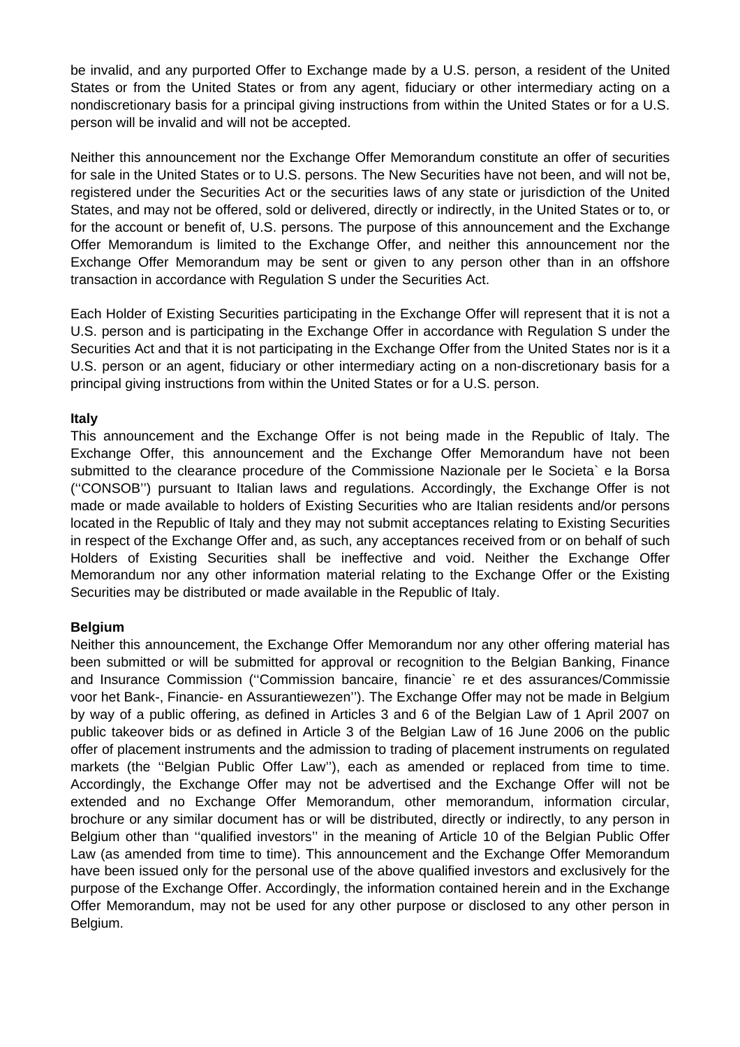be invalid, and any purported Offer to Exchange made by a U.S. person, a resident of the United States or from the United States or from any agent, fiduciary or other intermediary acting on a nondiscretionary basis for a principal giving instructions from within the United States or for a U.S. person will be invalid and will not be accepted.

Neither this announcement nor the Exchange Offer Memorandum constitute an offer of securities for sale in the United States or to U.S. persons. The New Securities have not been, and will not be, registered under the Securities Act or the securities laws of any state or jurisdiction of the United States, and may not be offered, sold or delivered, directly or indirectly, in the United States or to, or for the account or benefit of, U.S. persons. The purpose of this announcement and the Exchange Offer Memorandum is limited to the Exchange Offer, and neither this announcement nor the Exchange Offer Memorandum may be sent or given to any person other than in an offshore transaction in accordance with Regulation S under the Securities Act.

Each Holder of Existing Securities participating in the Exchange Offer will represent that it is not a U.S. person and is participating in the Exchange Offer in accordance with Regulation S under the Securities Act and that it is not participating in the Exchange Offer from the United States nor is it a U.S. person or an agent, fiduciary or other intermediary acting on a non-discretionary basis for a principal giving instructions from within the United States or for a U.S. person.

**Italy**

This announcement and the Exchange Offer is not being made in the Republic of Italy. The Exchange Offer, this announcement and the Exchange Offer Memorandum have not been submitted to the clearance procedure of the Commissione Nazionale per le Societa` e la Borsa (''CONSOB'') pursuant to Italian laws and regulations. Accordingly, the Exchange Offer is not made or made available to holders of Existing Securities who are Italian residents and/or persons located in the Republic of Italy and they may not submit acceptances relating to Existing Securities in respect of the Exchange Offer and, as such, any acceptances received from or on behalf of such Holders of Existing Securities shall be ineffective and void. Neither the Exchange Offer Memorandum nor any other information material relating to the Exchange Offer or the Existing Securities may be distributed or made available in the Republic of Italy.

**Belgium**

Neither this announcement, the Exchange Offer Memorandum nor any other offering material has been submitted or will be submitted for approval or recognition to the Belgian Banking, Finance and Insurance Commission (''Commission bancaire, financie` re et des assurances/Commissie voor het Bank-, Financie- en Assurantiewezen''). The Exchange Offer may not be made in Belgium by way of a public offering, as defined in Articles 3 and 6 of the Belgian Law of 1 April 2007 on public takeover bids or as defined in Article 3 of the Belgian Law of 16 June 2006 on the public offer of placement instruments and the admission to trading of placement instruments on regulated markets (the ''Belgian Public Offer Law''), each as amended or replaced from time to time. Accordingly, the Exchange Offer may not be advertised and the Exchange Offer will not be extended and no Exchange Offer Memorandum, other memorandum, information circular, brochure or any similar document has or will be distributed, directly or indirectly, to any person in Belgium other than ''qualified investors'' in the meaning of Article 10 of the Belgian Public Offer Law (as amended from time to time). This announcement and the Exchange Offer Memorandum have been issued only for the personal use of the above qualified investors and exclusively for the purpose of the Exchange Offer. Accordingly, the information contained herein and in the Exchange Offer Memorandum, may not be used for any other purpose or disclosed to any other person in Belgium.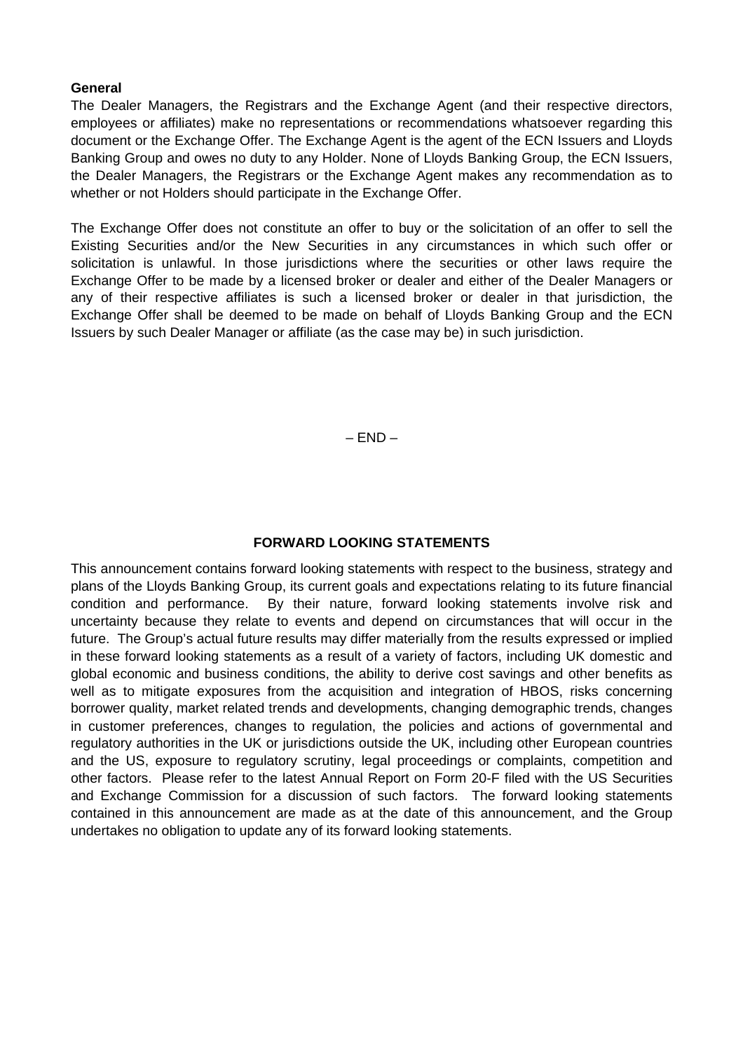**General**

The Dealer Managers, the Registrars and the Exchange Agent (and their respective directors, employees or affiliates) make no representations or recommendations whatsoever regarding this document or the Exchange Offer. The Exchange Agent is the agent of the ECN Issuers and Lloyds Banking Group and owes no duty to any Holder. None of Lloyds Banking Group, the ECN Issuers, the Dealer Managers, the Registrars or the Exchange Agent makes any recommendation as to whether or not Holders should participate in the Exchange Offer.

The Exchange Offer does not constitute an offer to buy or the solicitation of an offer to sell the Existing Securities and/or the New Securities in any circumstances in which such offer or solicitation is unlawful. In those jurisdictions where the securities or other laws require the Exchange Offer to be made by a licensed broker or dealer and either of the Dealer Managers or any of their respective affiliates is such a licensed broker or dealer in that jurisdiction, the Exchange Offer shall be deemed to be made on behalf of Lloyds Banking Group and the ECN Issuers by such Dealer Manager or affiliate (as the case may be) in such jurisdiction.

– END –

**FORWARD LOOKING STATEMENTS**

This announcement contains forward looking statements with respect to the business, strategy and plans of the Lloyds Banking Group, its current goals and expectations relating to its future financial condition and performance. By their nature, forward looking statements involve risk and uncertainty because they relate to events and depend on circumstances that will occur in the future. The Group's actual future results may differ materially from the results expressed or implied in these forward looking statements as a result of a variety of factors, including UK domestic and global economic and business conditions, the ability to derive cost savings and other benefits as well as to mitigate exposures from the acquisition and integration of HBOS, risks concerning borrower quality, market related trends and developments, changing demographic trends, changes in customer preferences, changes to regulation, the policies and actions of governmental and regulatory authorities in the UK or jurisdictions outside the UK, including other European countries and the US, exposure to regulatory scrutiny, legal proceedings or complaints, competition and other factors. Please refer to the latest Annual Report on Form 20-F filed with the US Securities and Exchange Commission for a discussion of such factors. The forward looking statements contained in this announcement are made as at the date of this announcement, and the Group undertakes no obligation to update any of its forward looking statements.